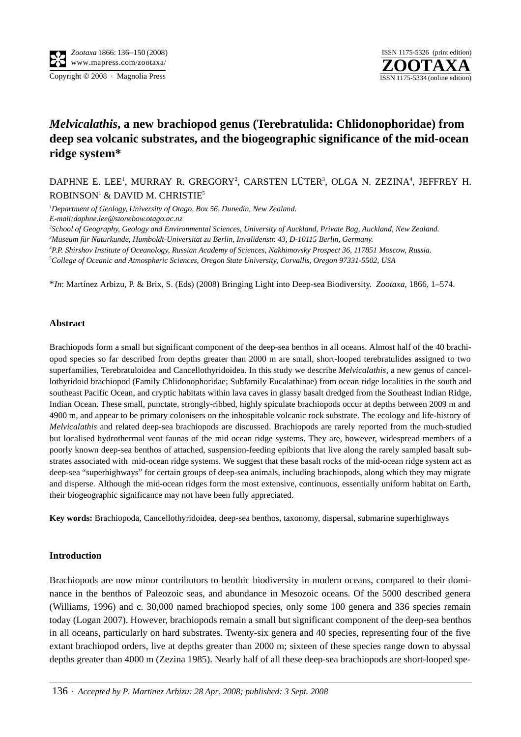# *Melvicalathis*, a new brachiopod genus (Terebratulida: Chlidonophoridae) from deep sea volcanic substrates, and the biogeographic significance of the mid-ocean ridge system*

DAPHNE E. LEE[1], MURRAY R. GREGORY[2], CARSTEN LÜTER[3], OLGA N. ZEZINA[4], JEFFREY H. ROBINSON[1] & DAVID M. CHRISTIE[5]

[1]*Department of Geology, University of Otago, Box 56, Dunedin, New Zealand.*
*E-mail:daphne.lee@stonebow.otago.ac.nz*
[2]*School of Geography, Geology and Environmental Sciences, University of Auckland, Private Bag, Auckland, New Zealand.*
[3]*Museum für Naturkunde, Humboldt-Universität zu Berlin, Invalidenstr. 43, D-10115 Berlin, Germany.*
[4]*P.P. Shirshov Institute of Oceanology, Russian Academy of Sciences, Nakhimovsky Prospect 36, 117851 Moscow, Russia.*
[5]*College of Oceanic and Atmospheric Sciences, Oregon State University, Corvallis, Oregon 97331-5502, USA*

**In*: Martínez Arbizu, P. & Brix, S. (Eds) (2008) Bringing Light into Deep-sea Biodiversity. *Zootaxa*, 1866, 1–574.

## Abstract

Brachiopods form a small but significant component of the deep-sea benthos in all oceans. Almost half of the 40 brachiopod species so far described from depths greater than 2000 m are small, short-looped terebratulides assigned to two superfamilies, Terebratuloidea and Cancellothyridoidea. In this study we describe *Melvicalathis*, a new genus of cancellothyridoid brachiopod (Family Chlidonophoridae; Subfamily Eucalathinae) from ocean ridge localities in the south and southeast Pacific Ocean, and cryptic habitats within lava caves in glassy basalt dredged from the Southeast Indian Ridge, Indian Ocean. These small, punctate, strongly-ribbed, highly spiculate brachiopods occur at depths between 2009 m and 4900 m, and appear to be primary colonisers on the inhospitable volcanic rock substrate. The ecology and life-history of *Melvicalathis* and related deep-sea brachiopods are discussed. Brachiopods are rarely reported from the much-studied but localised hydrothermal vent faunas of the mid ocean ridge systems. They are, however, widespread members of a poorly known deep-sea benthos of attached, suspension-feeding epibionts that live along the rarely sampled basalt substrates associated with mid-ocean ridge systems. We suggest that these basalt rocks of the mid-ocean ridge system act as deep-sea "superhighways" for certain groups of deep-sea animals, including brachiopods, along which they may migrate and disperse. Although the mid-ocean ridges form the most extensive, continuous, essentially uniform habitat on Earth, their biogeographic significance may not have been fully appreciated.

**Key words:** Brachiopoda, Cancellothyridoidea, deep-sea benthos, taxonomy, dispersal, submarine superhighways

## Introduction

Brachiopods are now minor contributors to benthic biodiversity in modern oceans, compared to their dominance in the benthos of Paleozoic seas, and abundance in Mesozoic oceans. Of the 5000 described genera (Williams, 1996) and c. 30,000 named brachiopod species, only some 100 genera and 336 species remain today (Logan 2007). However, brachiopods remain a small but significant component of the deep-sea benthos in all oceans, particularly on hard substrates. Twenty-six genera and 40 species, representing four of the five extant brachiopod orders, live at depths greater than 2000 m; sixteen of these species range down to abyssal depths greater than 4000 m (Zezina 1985). Nearly half of all these deep-sea brachiopods are short-looped spe-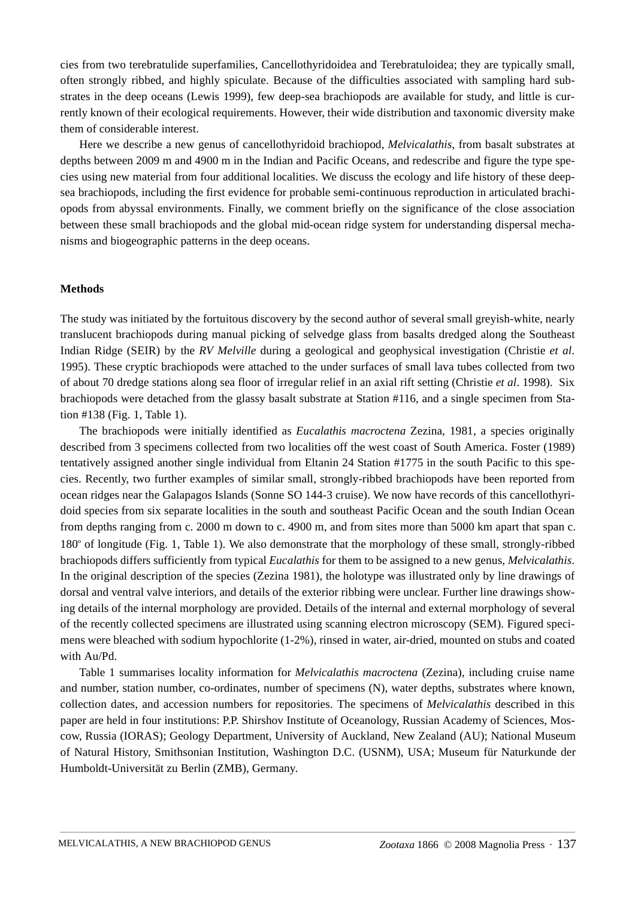cies from two terebratulide superfamilies, Cancellothyridoidea and Terebratuloidea; they are typically small, often strongly ribbed, and highly spiculate. Because of the difficulties associated with sampling hard substrates in the deep oceans (Lewis 1999), few deep-sea brachiopods are available for study, and little is currently known of their ecological requirements. However, their wide distribution and taxonomic diversity make them of considerable interest.

Here we describe a new genus of cancellothyridoid brachiopod, *Melvicalathis*, from basalt substrates at depths between 2009 m and 4900 m in the Indian and Pacific Oceans, and redescribe and figure the type species using new material from four additional localities. We discuss the ecology and life history of these deep-sea brachiopods, including the first evidence for probable semi-continuous reproduction in articulated brachiopods from abyssal environments. Finally, we comment briefly on the significance of the close association between these small brachiopods and the global mid-ocean ridge system for understanding dispersal mechanisms and biogeographic patterns in the deep oceans.

## Methods

The study was initiated by the fortuitous discovery by the second author of several small greyish-white, nearly translucent brachiopods during manual picking of selvedge glass from basalts dredged along the Southeast Indian Ridge (SEIR) by the *RV Melville* during a geological and geophysical investigation (Christie *et al*. 1995). These cryptic brachiopods were attached to the under surfaces of small lava tubes collected from two of about 70 dredge stations along sea floor of irregular relief in an axial rift setting (Christie *et al*. 1998). Six brachiopods were detached from the glassy basalt substrate at Station #116, and a single specimen from Station #138 (Fig. 1, Table 1).

The brachiopods were initially identified as *Eucalathis macroctena* Zezina, 1981, a species originally described from 3 specimens collected from two localities off the west coast of South America. Foster (1989) tentatively assigned another single individual from Eltanin 24 Station #1775 in the south Pacific to this species. Recently, two further examples of similar small, strongly-ribbed brachiopods have been reported from ocean ridges near the Galapagos Islands (Sonne SO 144-3 cruise). We now have records of this cancellothyridoid species from six separate localities in the south and southeast Pacific Ocean and the south Indian Ocean from depths ranging from c. 2000 m down to c. 4900 m, and from sites more than 5000 km apart that span c. 180° of longitude (Fig. 1, Table 1). We also demonstrate that the morphology of these small, strongly-ribbed brachiopods differs sufficiently from typical *Eucalathis* for them to be assigned to a new genus, *Melvicalathis*. In the original description of the species (Zezina 1981), the holotype was illustrated only by line drawings of dorsal and ventral valve interiors, and details of the exterior ribbing were unclear. Further line drawings showing details of the internal morphology are provided. Details of the internal and external morphology of several of the recently collected specimens are illustrated using scanning electron microscopy (SEM). Figured specimens were bleached with sodium hypochlorite (1-2%), rinsed in water, air-dried, mounted on stubs and coated with Au/Pd.

Table 1 summarises locality information for *Melvicalathis macroctena* (Zezina), including cruise name and number, station number, co-ordinates, number of specimens (N), water depths, substrates where known, collection dates, and accession numbers for repositories. The specimens of *Melvicalathis* described in this paper are held in four institutions: P.P. Shirshov Institute of Oceanology, Russian Academy of Sciences, Moscow, Russia (IORAS); Geology Department, University of Auckland, New Zealand (AU); National Museum of Natural History, Smithsonian Institution, Washington D.C. (USNM), USA; Museum für Naturkunde der Humboldt-Universität zu Berlin (ZMB), Germany.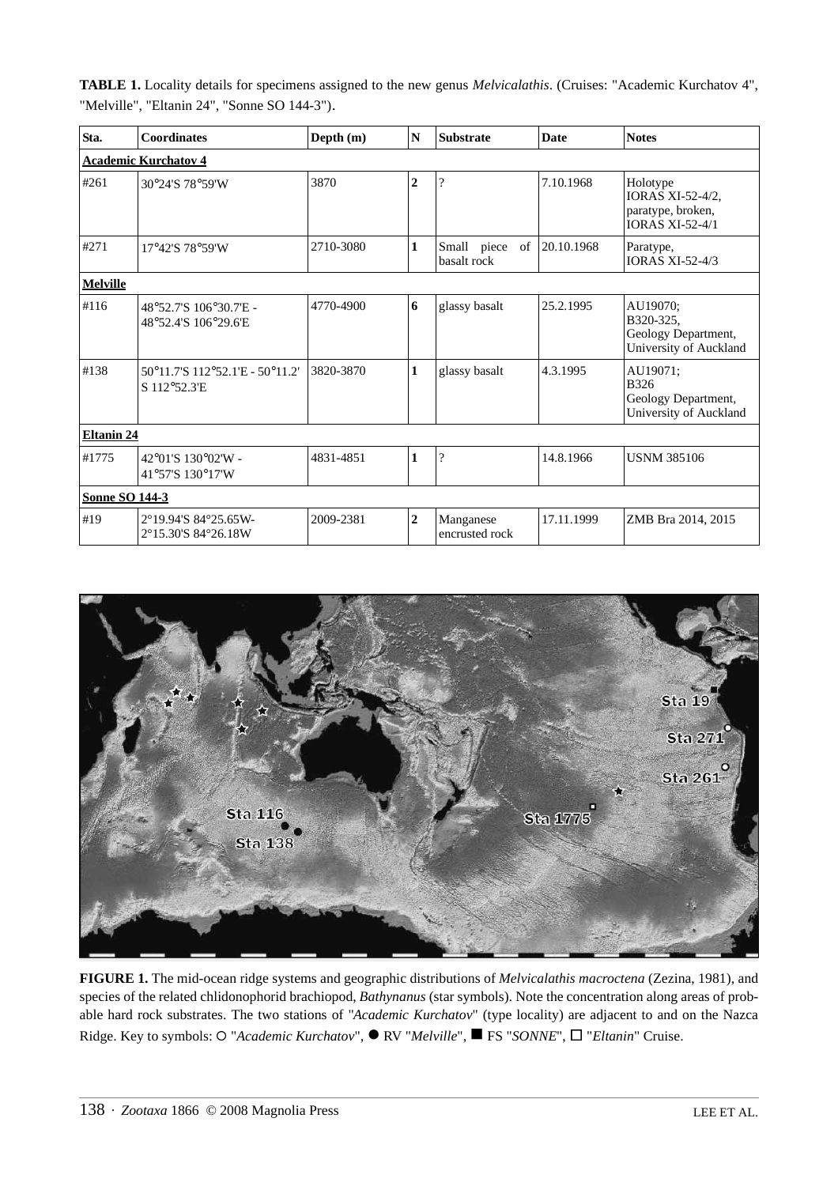**TABLE 1.** Locality details for specimens assigned to the new genus *Melvicalathis*. (Cruises: "Academic Kurchatov 4", "Melville", "Eltanin 24", "Sonne SO 144-3").

| Sta. | Coordinates | Depth (m) | N | Substrate | Date | Notes |
|---|---|---|---|---|---|---|
| **Academic Kurchatov 4** | | | | | | |
| #261 | 30°24'S 78°59'W | 3870 | **2** | ? | 7.10.1968 | Holotype IORAS XI-52-4/2, paratype, broken, IORAS XI-52-4/1 |
| #271 | 17°42'S 78°59'W | 2710-3080 | **1** | Small piece of basalt rock | 20.10.1968 | Paratype, IORAS XI-52-4/3 |
| **Melville** | | | | | | |
| #116 | 48°52.7'S 106°30.7'E - 48°52.4'S 106°29.6'E | 4770-4900 | **6** | glassy basalt | 25.2.1995 | AU19070; B320-325, Geology Department, University of Auckland |
| #138 | 50°11.7'S 112°52.1'E - 50°11.2' S 112°52.3'E | 3820-3870 | **1** | glassy basalt | 4.3.1995 | AU19071; B326 Geology Department, University of Auckland |
| **Eltanin 24** | | | | | | |
| #1775 | 42°01'S 130°02'W - 41°57'S 130°17'W | 4831-4851 | **1** | ? | 14.8.1966 | USNM 385106 |
| **Sonne SO 144-3** | | | | | | |
| #19 | 2°19.94'S 84°25.65W- 2°15.30'S 84°26.18W | 2009-2381 | **2** | Manganese encrusted rock | 17.11.1999 | ZMB Bra 2014, 2015 |

**FIGURE 1.** The mid-ocean ridge systems and geographic distributions of *Melvicalathis macroctena* (Zezina, 1981), and species of the related chlidonophorid brachiopod, *Bathynanus* (star symbols). Note the concentration along areas of probable hard rock substrates. The two stations of "*Academic Kurchatov*" (type locality) are adjacent to and on the Nazca Ridge. Key to symbols: ○ "*Academic Kurchatov*", ● RV "*Melville*", ■ FS "*SONNE*", □ "*Eltanin*" Cruise.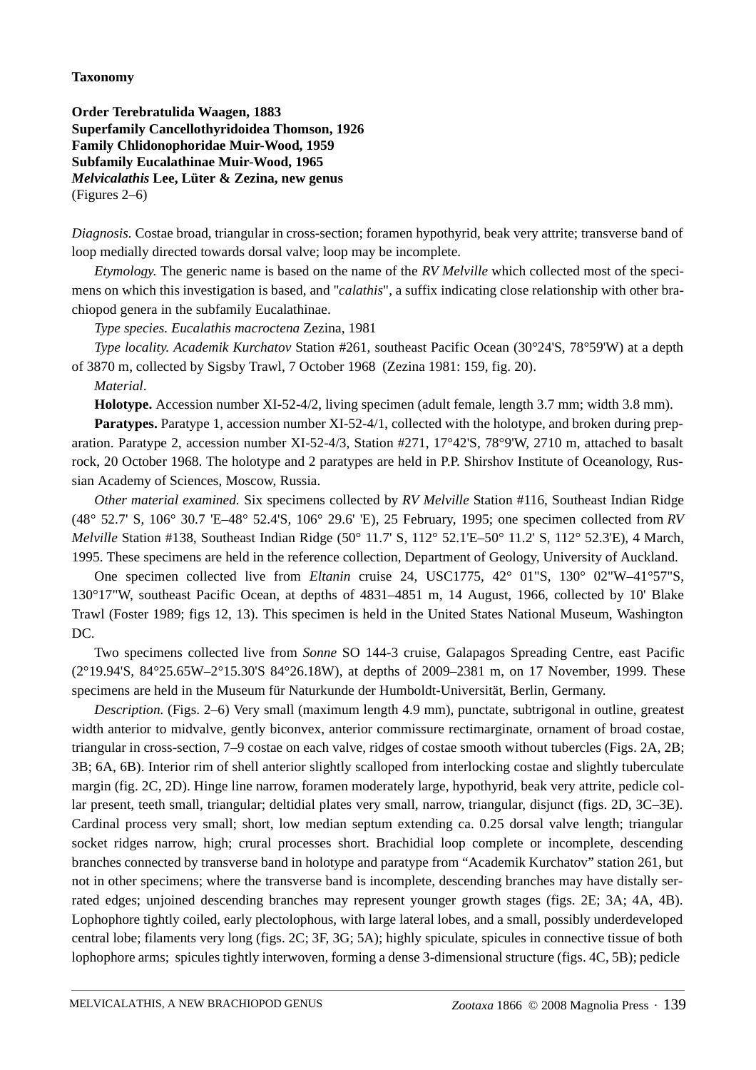## Taxonomy

**Order Terebratulida Waagen, 1883**
**Superfamily Cancellothyridoidea Thomson, 1926**
**Family Chlidonophoridae Muir-Wood, 1959**
**Subfamily Eucalathinae Muir-Wood, 1965**
***Melvicalathis* Lee, Lüter & Zezina, new genus**
(Figures 2–6)

*Diagnosis.* Costae broad, triangular in cross-section; foramen hypothyrid, beak very attrite; transverse band of loop medially directed towards dorsal valve; loop may be incomplete.

*Etymology.* The generic name is based on the name of the *RV Melville* which collected most of the specimens on which this investigation is based, and "*calathis*", a suffix indicating close relationship with other brachiopod genera in the subfamily Eucalathinae.

*Type species. Eucalathis macroctena* Zezina, 1981

*Type locality. Academik Kurchatov* Station #261, southeast Pacific Ocean (30°24'S, 78°59'W) at a depth of 3870 m, collected by Sigsby Trawl, 7 October 1968 (Zezina 1981: 159, fig. 20).

*Material*.

**Holotype.** Accession number XI-52-4/2, living specimen (adult female, length 3.7 mm; width 3.8 mm).

**Paratypes.** Paratype 1, accession number XI-52-4/1, collected with the holotype, and broken during preparation. Paratype 2, accession number XI-52-4/3, Station #271, 17°42'S, 78°9'W, 2710 m, attached to basalt rock, 20 October 1968. The holotype and 2 paratypes are held in P.P. Shirshov Institute of Oceanology, Russian Academy of Sciences, Moscow, Russia.

*Other material examined.* Six specimens collected by *RV Melville* Station #116, Southeast Indian Ridge (48° 52.7' S, 106° 30.7 'E–48° 52.4'S, 106° 29.6' 'E), 25 February, 1995; one specimen collected from *RV Melville* Station #138, Southeast Indian Ridge (50° 11.7' S, 112° 52.1'E–50° 11.2' S, 112° 52.3'E), 4 March, 1995. These specimens are held in the reference collection, Department of Geology, University of Auckland.

One specimen collected live from *Eltanin* cruise 24, USC1775, 42° 01"S, 130° 02"W–41°57"S, 130°17"W, southeast Pacific Ocean, at depths of 4831–4851 m, 14 August, 1966, collected by 10' Blake Trawl (Foster 1989; figs 12, 13). This specimen is held in the United States National Museum, Washington DC.

Two specimens collected live from *Sonne* SO 144-3 cruise, Galapagos Spreading Centre, east Pacific (2°19.94'S, 84°25.65W–2°15.30'S 84°26.18W), at depths of 2009–2381 m, on 17 November, 1999. These specimens are held in the Museum für Naturkunde der Humboldt-Universität, Berlin, Germany.

*Description.* (Figs. 2–6) Very small (maximum length 4.9 mm), punctate, subtrigonal in outline, greatest width anterior to midvalve, gently biconvex, anterior commissure rectimarginate, ornament of broad costae, triangular in cross-section, 7–9 costae on each valve, ridges of costae smooth without tubercles (Figs. 2A, 2B; 3B; 6A, 6B). Interior rim of shell anterior slightly scalloped from interlocking costae and slightly tuberculate margin (fig. 2C, 2D). Hinge line narrow, foramen moderately large, hypothyrid, beak very attrite, pedicle collar present, teeth small, triangular; deltidial plates very small, narrow, triangular, disjunct (figs. 2D, 3C–3E). Cardinal process very small; short, low median septum extending ca. 0.25 dorsal valve length; triangular socket ridges narrow, high; crural processes short. Brachidial loop complete or incomplete, descending branches connected by transverse band in holotype and paratype from "Academik Kurchatov" station 261, but not in other specimens; where the transverse band is incomplete, descending branches may have distally serrated edges; unjoined descending branches may represent younger growth stages (figs. 2E; 3A; 4A, 4B). Lophophore tightly coiled, early plectolophous, with large lateral lobes, and a small, possibly underdeveloped central lobe; filaments very long (figs. 2C; 3F, 3G; 5A); highly spiculate, spicules in connective tissue of both lophophore arms; spicules tightly interwoven, forming a dense 3-dimensional structure (figs. 4C, 5B); pedicle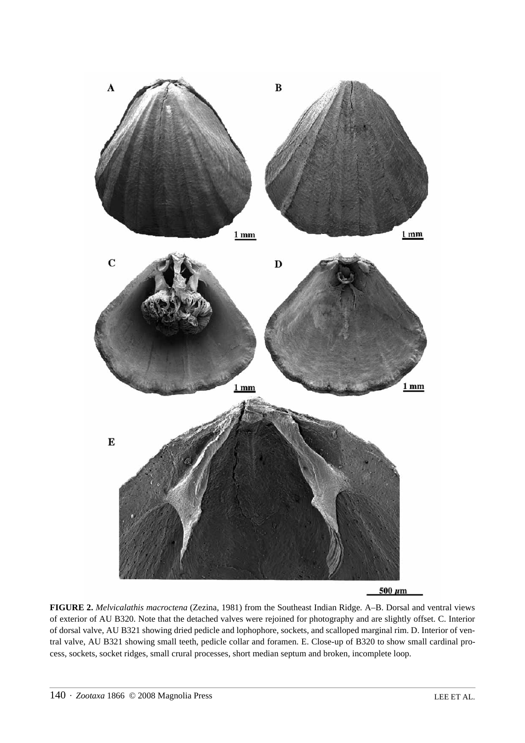**FIGURE 2.** *Melvicalathis macroctena* (Zezina, 1981) from the Southeast Indian Ridge. A–B. Dorsal and ventral views of exterior of AU B320. Note that the detached valves were rejoined for photography and are slightly offset. C. Interior of dorsal valve, AU B321 showing dried pedicle and lophophore, sockets, and scalloped marginal rim. D. Interior of ventral valve, AU B321 showing small teeth, pedicle collar and foramen. E. Close-up of B320 to show small cardinal process, sockets, socket ridges, small crural processes, short median septum and broken, incomplete loop.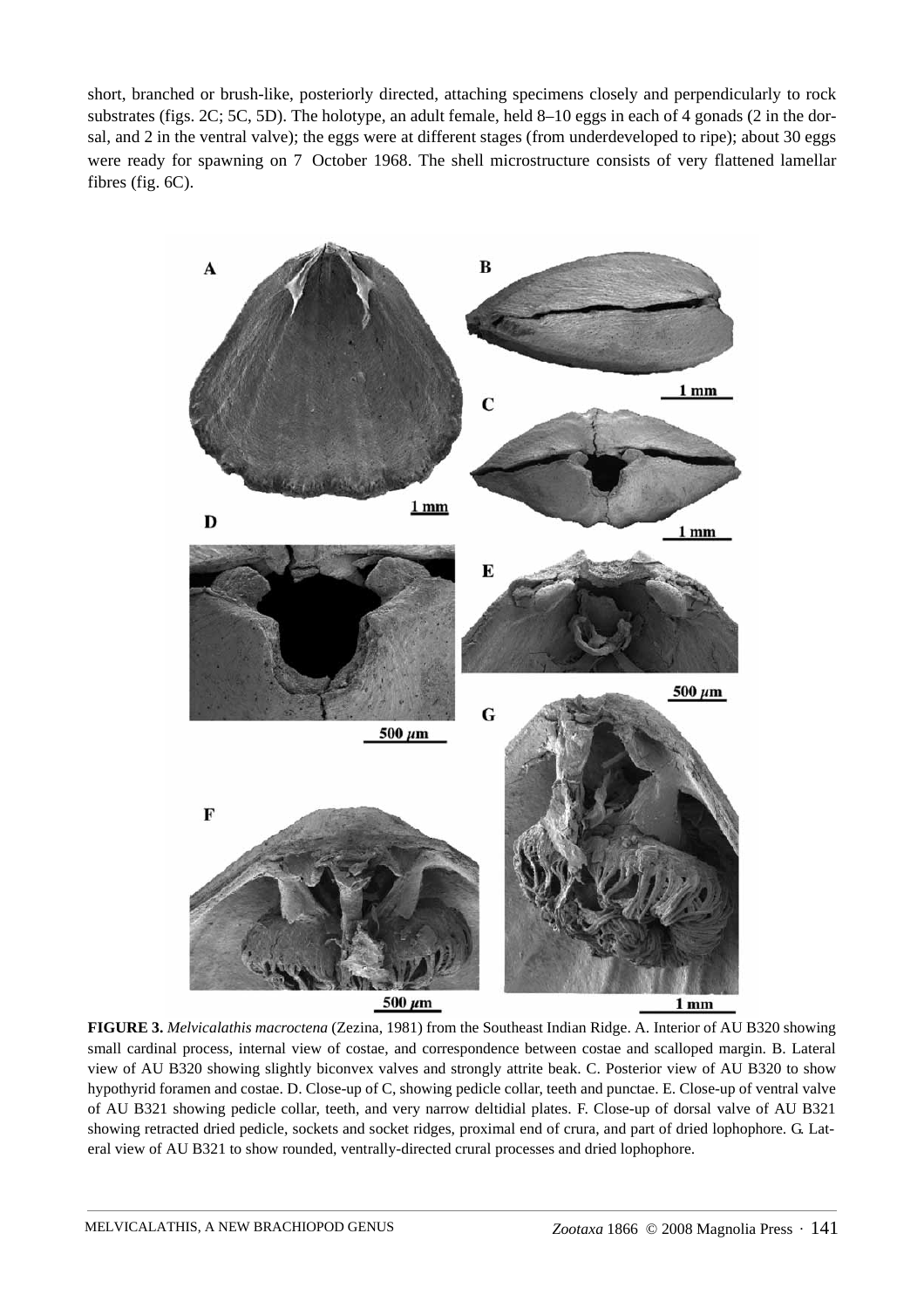short, branched or brush-like, posteriorly directed, attaching specimens closely and perpendicularly to rock substrates (figs. 2C; 5C, 5D). The holotype, an adult female, held 8–10 eggs in each of 4 gonads (2 in the dorsal, and 2 in the ventral valve); the eggs were at different stages (from underdeveloped to ripe); about 30 eggs were ready for spawning on 7 October 1968. The shell microstructure consists of very flattened lamellar fibres (fig. 6C).

**FIGURE 3.** *Melvicalathis macroctena* (Zezina, 1981) from the Southeast Indian Ridge. A. Interior of AU B320 showing small cardinal process, internal view of costae, and correspondence between costae and scalloped margin. B. Lateral view of AU B320 showing slightly biconvex valves and strongly attrite beak. C. Posterior view of AU B320 to show hypothyrid foramen and costae. D. Close-up of C, showing pedicle collar, teeth and punctae. E. Close-up of ventral valve of AU B321 showing pedicle collar, teeth, and very narrow deltidial plates. F. Close-up of dorsal valve of AU B321 showing retracted dried pedicle, sockets and socket ridges, proximal end of crura, and part of dried lophophore. G. Lateral view of AU B321 to show rounded, ventrally-directed crural processes and dried lophophore.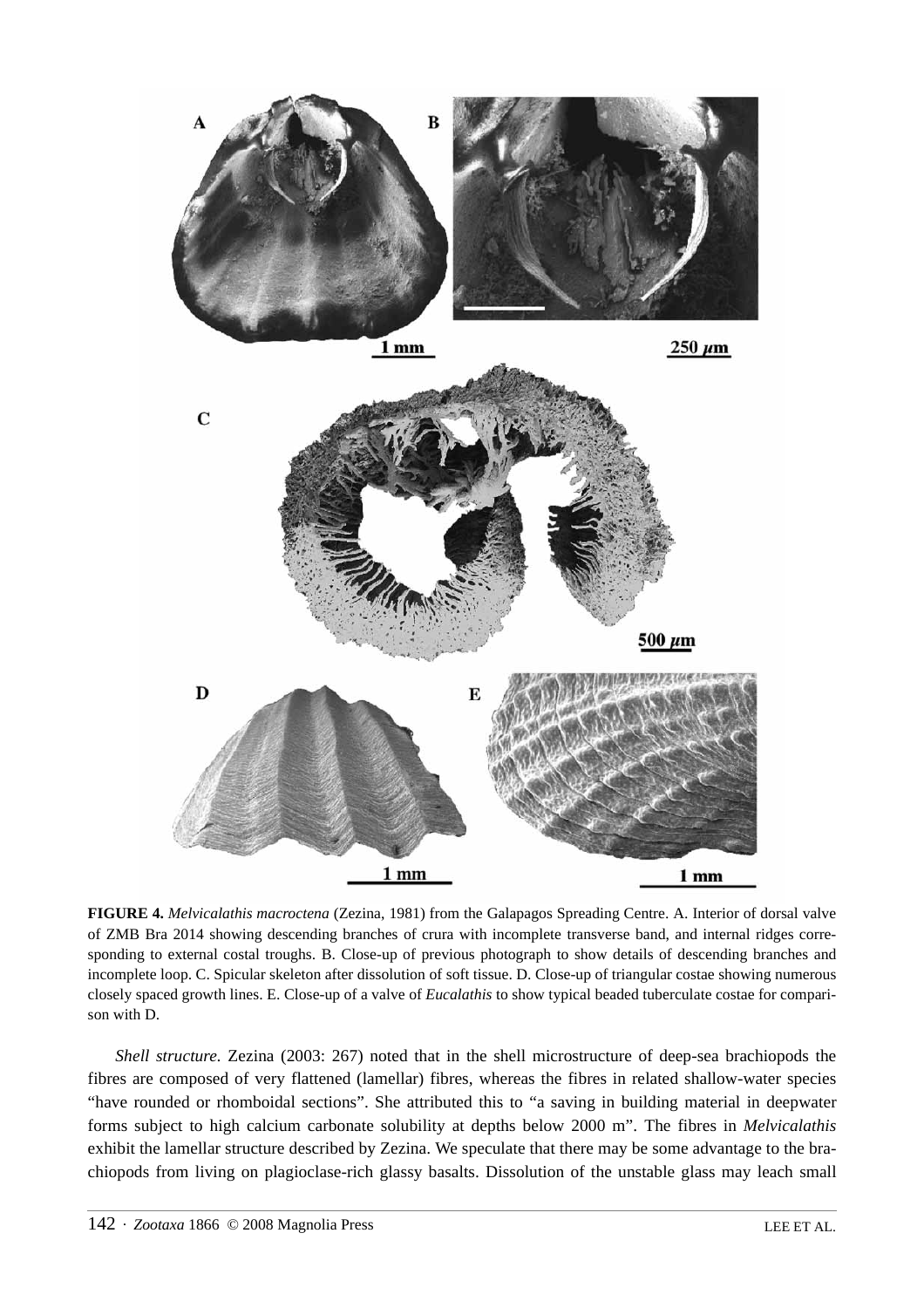**FIGURE 4.** *Melvicalathis macroctena* (Zezina, 1981) from the Galapagos Spreading Centre. A. Interior of dorsal valve of ZMB Bra 2014 showing descending branches of crura with incomplete transverse band, and internal ridges corresponding to external costal troughs. B. Close-up of previous photograph to show details of descending branches and incomplete loop. C. Spicular skeleton after dissolution of soft tissue. D. Close-up of triangular costae showing numerous closely spaced growth lines. E. Close-up of a valve of *Eucalathis* to show typical beaded tuberculate costae for comparison with D.

*Shell structure.* Zezina (2003: 267) noted that in the shell microstructure of deep-sea brachiopods the fibres are composed of very flattened (lamellar) fibres, whereas the fibres in related shallow-water species "have rounded or rhomboidal sections". She attributed this to "a saving in building material in deepwater forms subject to high calcium carbonate solubility at depths below 2000 m". The fibres in *Melvicalathis* exhibit the lamellar structure described by Zezina. We speculate that there may be some advantage to the brachiopods from living on plagioclase-rich glassy basalts. Dissolution of the unstable glass may leach small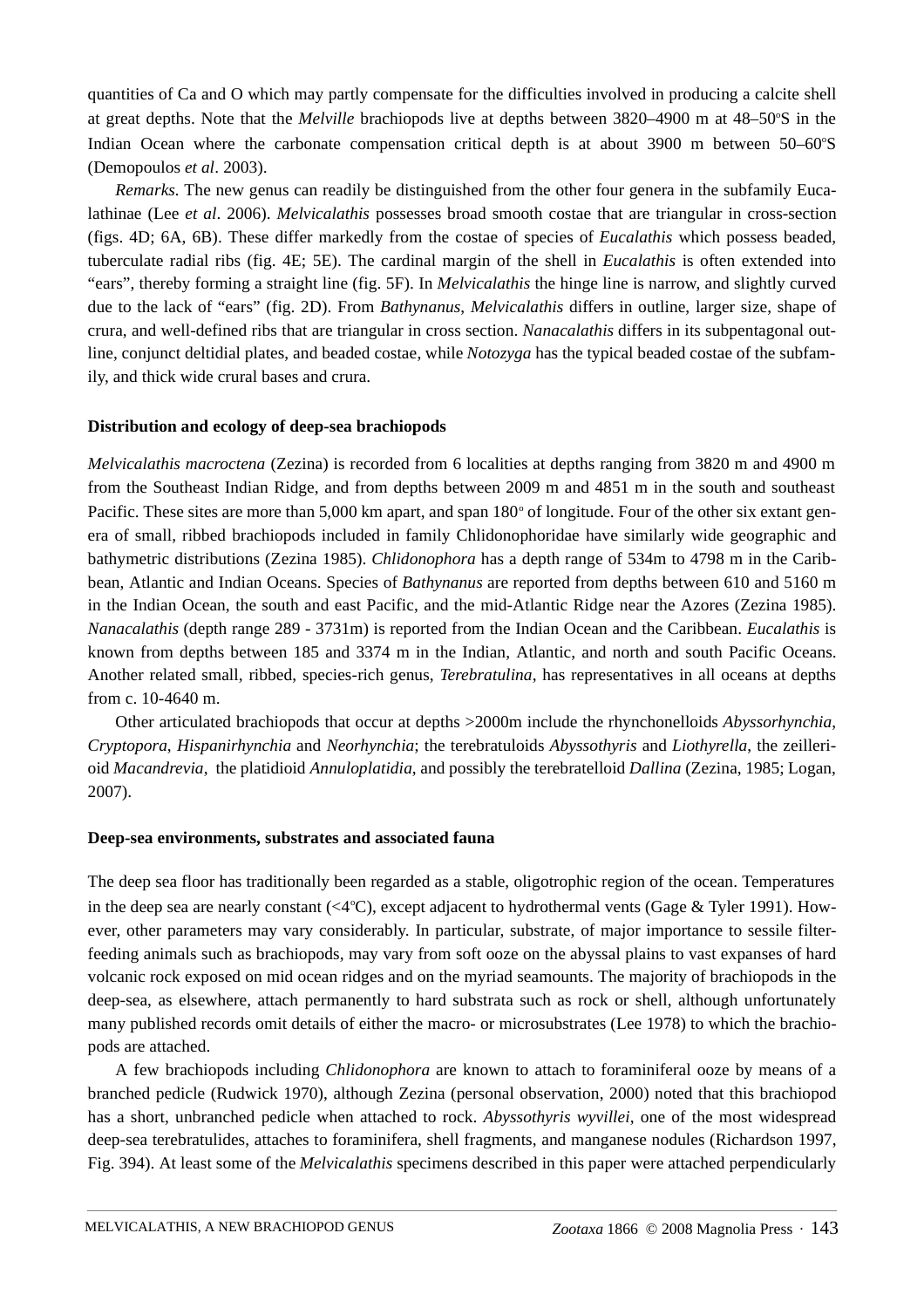quantities of Ca and O which may partly compensate for the difficulties involved in producing a calcite shell at great depths. Note that the *Melville* brachiopods live at depths between 3820–4900 m at 48–50°S in the Indian Ocean where the carbonate compensation critical depth is at about 3900 m between 50–60°S (Demopoulos *et al*. 2003).

*Remarks.* The new genus can readily be distinguished from the other four genera in the subfamily Eucalathinae (Lee *et al*. 2006). *Melvicalathis* possesses broad smooth costae that are triangular in cross-section (figs. 4D; 6A, 6B). These differ markedly from the costae of species of *Eucalathis* which possess beaded, tuberculate radial ribs (fig. 4E; 5E). The cardinal margin of the shell in *Eucalathis* is often extended into "ears", thereby forming a straight line (fig. 5F). In *Melvicalathis* the hinge line is narrow, and slightly curved due to the lack of "ears" (fig. 2D). From *Bathynanus*, *Melvicalathis* differs in outline, larger size, shape of crura, and well-defined ribs that are triangular in cross section. *Nanacalathis* differs in its subpentagonal outline, conjunct deltidial plates, and beaded costae, while *Notozyga* has the typical beaded costae of the subfamily, and thick wide crural bases and crura.

**Distribution and ecology of deep-sea brachiopods**

*Melvicalathis macroctena* (Zezina) is recorded from 6 localities at depths ranging from 3820 m and 4900 m from the Southeast Indian Ridge, and from depths between 2009 m and 4851 m in the south and southeast Pacific. These sites are more than 5,000 km apart, and span 180° of longitude. Four of the other six extant genera of small, ribbed brachiopods included in family Chlidonophoridae have similarly wide geographic and bathymetric distributions (Zezina 1985). *Chlidonophora* has a depth range of 534m to 4798 m in the Caribbean, Atlantic and Indian Oceans. Species of *Bathynanus* are reported from depths between 610 and 5160 m in the Indian Ocean, the south and east Pacific, and the mid-Atlantic Ridge near the Azores (Zezina 1985). *Nanacalathis* (depth range 289 - 3731m) is reported from the Indian Ocean and the Caribbean. *Eucalathis* is known from depths between 185 and 3374 m in the Indian, Atlantic, and north and south Pacific Oceans. Another related small, ribbed, species-rich genus, *Terebratulina*, has representatives in all oceans at depths from c. 10-4640 m.

Other articulated brachiopods that occur at depths >2000m include the rhynchonelloids *Abyssorhynchia*, *Cryptopora*, *Hispanirhynchia* and *Neorhynchia*; the terebratuloids *Abyssothyris* and *Liothyrella*, the zeillerioid *Macandrevia*, the platidioid *Annuloplatidia*, and possibly the terebratelloid *Dallina* (Zezina, 1985; Logan, 2007).

**Deep-sea environments, substrates and associated fauna**

The deep sea floor has traditionally been regarded as a stable, oligotrophic region of the ocean. Temperatures in the deep sea are nearly constant (<4°C), except adjacent to hydrothermal vents (Gage & Tyler 1991). However, other parameters may vary considerably. In particular, substrate, of major importance to sessile filter-feeding animals such as brachiopods, may vary from soft ooze on the abyssal plains to vast expanses of hard volcanic rock exposed on mid ocean ridges and on the myriad seamounts. The majority of brachiopods in the deep-sea, as elsewhere, attach permanently to hard substrata such as rock or shell, although unfortunately many published records omit details of either the macro- or microsubstrates (Lee 1978) to which the brachiopods are attached.

A few brachiopods including *Chlidonophora* are known to attach to foraminiferal ooze by means of a branched pedicle (Rudwick 1970), although Zezina (personal observation, 2000) noted that this brachiopod has a short, unbranched pedicle when attached to rock. *Abyssothyris wyvillei*, one of the most widespread deep-sea terebratulides, attaches to foraminifera, shell fragments, and manganese nodules (Richardson 1997, Fig. 394). At least some of the *Melvicalathis* specimens described in this paper were attached perpendicularly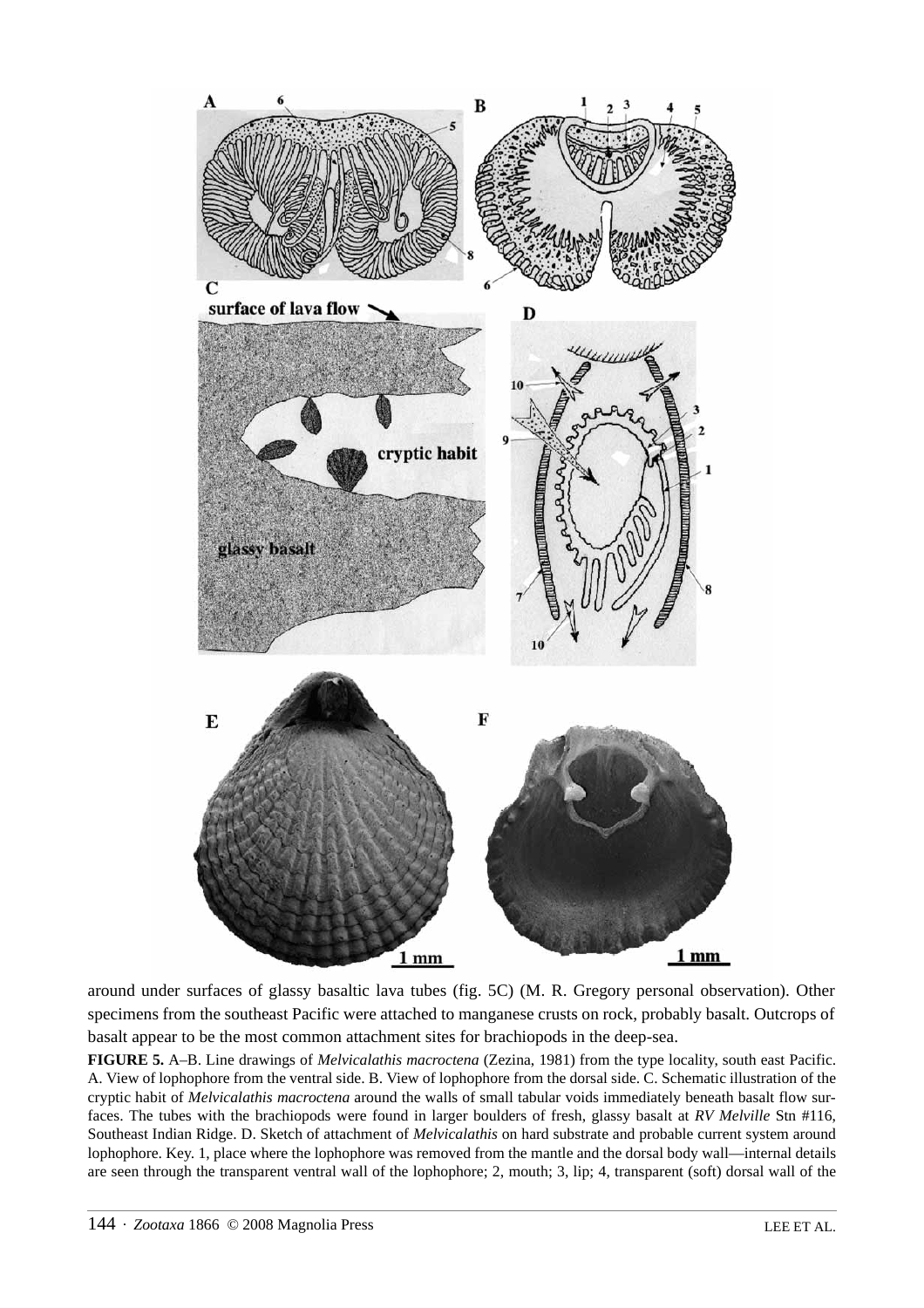around under surfaces of glassy basaltic lava tubes (fig. 5C) (M. R. Gregory personal observation). Other specimens from the southeast Pacific were attached to manganese crusts on rock, probably basalt. Outcrops of basalt appear to be the most common attachment sites for brachiopods in the deep-sea.

**FIGURE 5.** A–B. Line drawings of *Melvicalathis macroctena* (Zezina, 1981) from the type locality, south east Pacific. A. View of lophophore from the ventral side. B. View of lophophore from the dorsal side. C. Schematic illustration of the cryptic habit of *Melvicalathis macroctena* around the walls of small tabular voids immediately beneath basalt flow surfaces. The tubes with the brachiopods were found in larger boulders of fresh, glassy basalt at *RV Melville* Stn #116, Southeast Indian Ridge. D. Sketch of attachment of *Melvicalathis* on hard substrate and probable current system around lophophore. Key. 1, place where the lophophore was removed from the mantle and the dorsal body wall—internal details are seen through the transparent ventral wall of the lophophore; 2, mouth; 3, lip; 4, transparent (soft) dorsal wall of the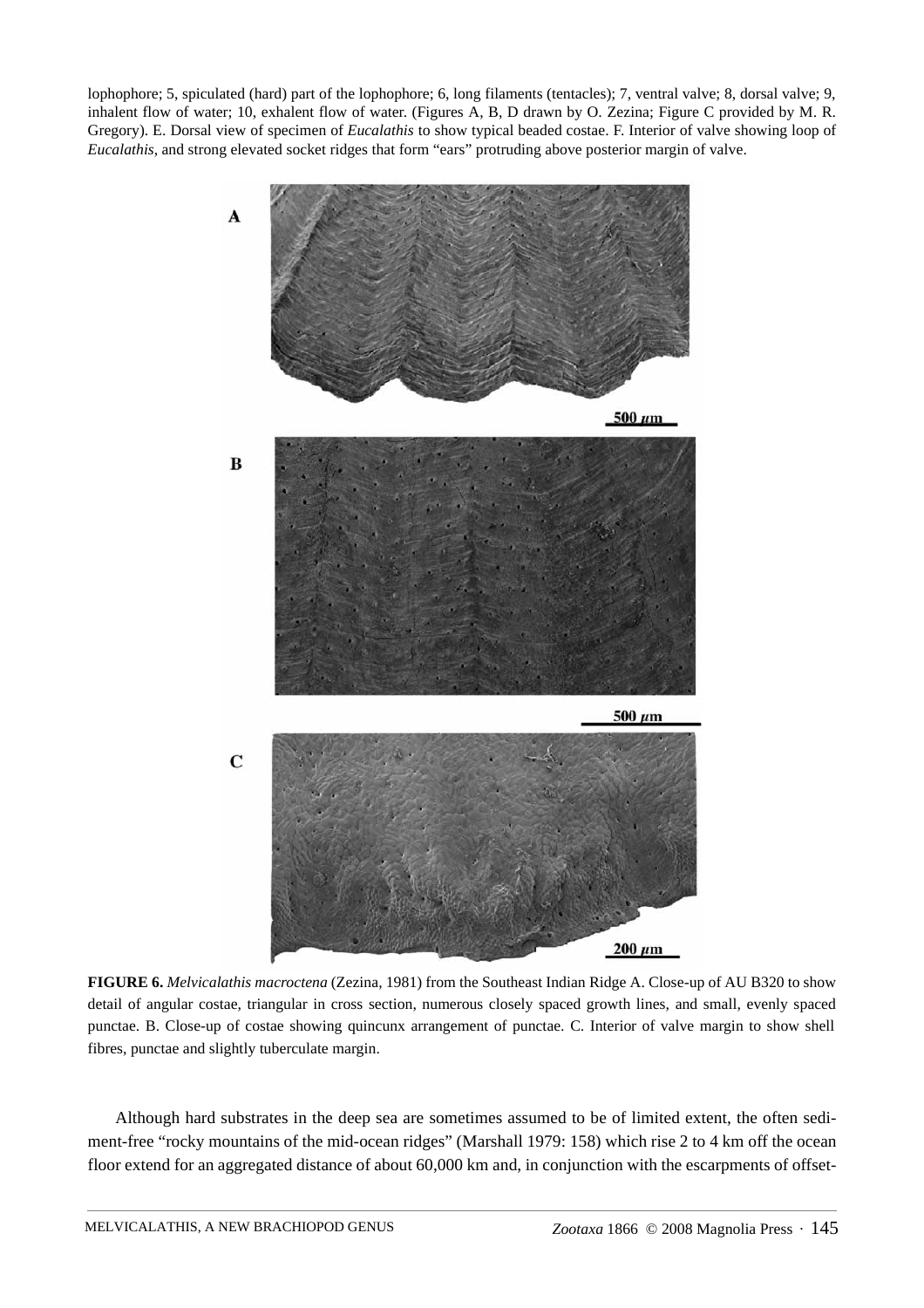lophophore; 5, spiculated (hard) part of the lophophore; 6, long filaments (tentacles); 7, ventral valve; 8, dorsal valve; 9, inhalent flow of water; 10, exhalent flow of water. (Figures A, B, D drawn by O. Zezina; Figure C provided by M. R. Gregory). E. Dorsal view of specimen of *Eucalathis* to show typical beaded costae. F. Interior of valve showing loop of *Eucalathis*, and strong elevated socket ridges that form "ears" protruding above posterior margin of valve.

**FIGURE 6.** *Melvicalathis macroctena* (Zezina, 1981) from the Southeast Indian Ridge A. Close-up of AU B320 to show detail of angular costae, triangular in cross section, numerous closely spaced growth lines, and small, evenly spaced punctae. B. Close-up of costae showing quincunx arrangement of punctae. C. Interior of valve margin to show shell fibres, punctae and slightly tuberculate margin.

Although hard substrates in the deep sea are sometimes assumed to be of limited extent, the often sediment-free "rocky mountains of the mid-ocean ridges" (Marshall 1979: 158) which rise 2 to 4 km off the ocean floor extend for an aggregated distance of about 60,000 km and, in conjunction with the escarpments of offset-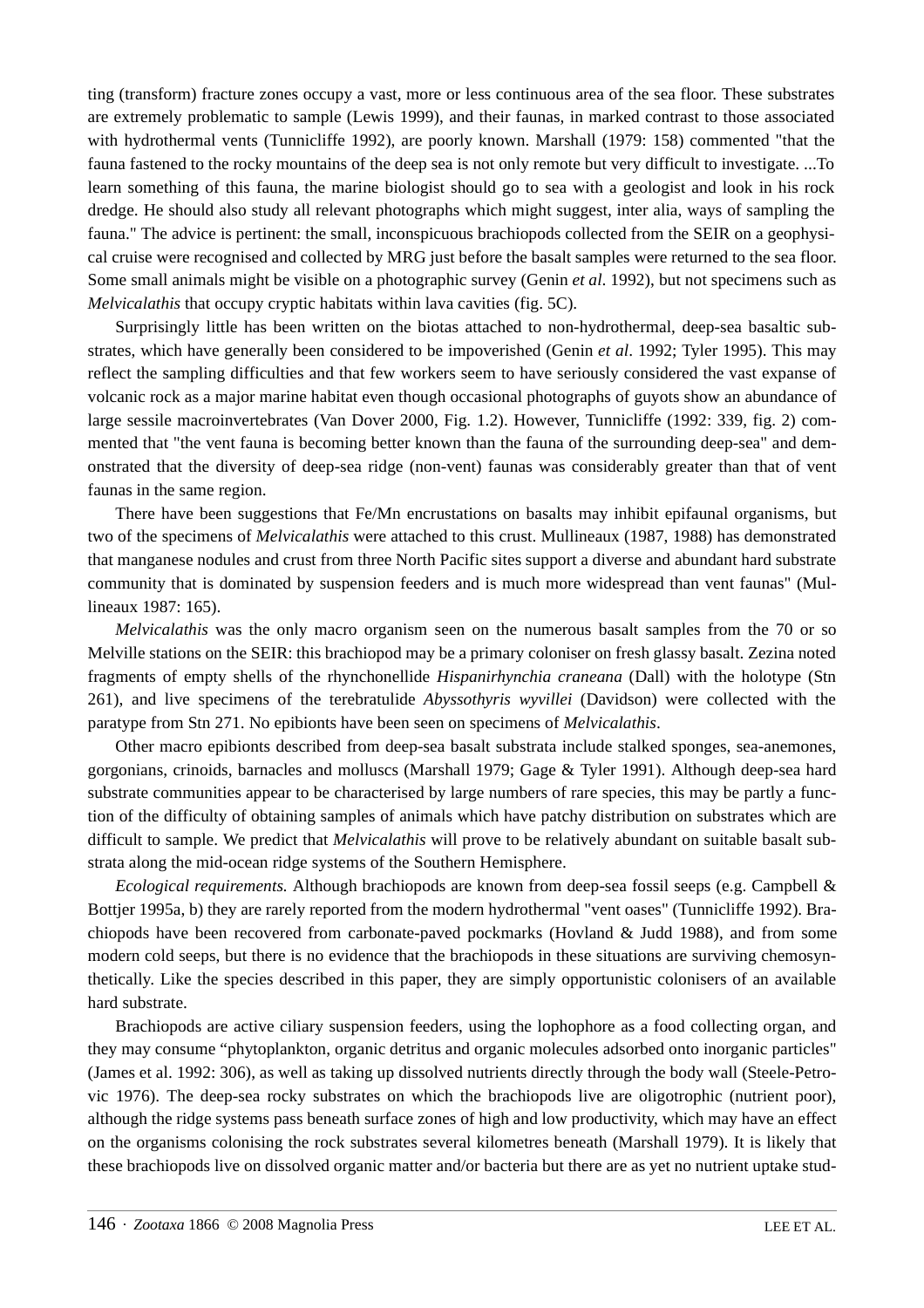ting (transform) fracture zones occupy a vast, more or less continuous area of the sea floor. These substrates are extremely problematic to sample (Lewis 1999), and their faunas, in marked contrast to those associated with hydrothermal vents (Tunnicliffe 1992), are poorly known. Marshall (1979: 158) commented "that the fauna fastened to the rocky mountains of the deep sea is not only remote but very difficult to investigate. ...To learn something of this fauna, the marine biologist should go to sea with a geologist and look in his rock dredge. He should also study all relevant photographs which might suggest, inter alia, ways of sampling the fauna." The advice is pertinent: the small, inconspicuous brachiopods collected from the SEIR on a geophysical cruise were recognised and collected by MRG just before the basalt samples were returned to the sea floor. Some small animals might be visible on a photographic survey (Genin *et al.* 1992), but not specimens such as *Melvicalathis* that occupy cryptic habitats within lava cavities (fig. 5C).

Surprisingly little has been written on the biotas attached to non-hydrothermal, deep-sea basaltic substrates, which have generally been considered to be impoverished (Genin *et al*. 1992; Tyler 1995). This may reflect the sampling difficulties and that few workers seem to have seriously considered the vast expanse of volcanic rock as a major marine habitat even though occasional photographs of guyots show an abundance of large sessile macroinvertebrates (Van Dover 2000, Fig. 1.2). However, Tunnicliffe (1992: 339, fig. 2) commented that "the vent fauna is becoming better known than the fauna of the surrounding deep-sea" and demonstrated that the diversity of deep-sea ridge (non-vent) faunas was considerably greater than that of vent faunas in the same region.

There have been suggestions that Fe/Mn encrustations on basalts may inhibit epifaunal organisms, but two of the specimens of *Melvicalathis* were attached to this crust. Mullineaux (1987, 1988) has demonstrated that manganese nodules and crust from three North Pacific sites support a diverse and abundant hard substrate community that is dominated by suspension feeders and is much more widespread than vent faunas" (Mullineaux 1987: 165).

*Melvicalathis* was the only macro organism seen on the numerous basalt samples from the 70 or so Melville stations on the SEIR: this brachiopod may be a primary coloniser on fresh glassy basalt. Zezina noted fragments of empty shells of the rhynchonellide *Hispanirhynchia craneana* (Dall) with the holotype (Stn 261), and live specimens of the terebratulide *Abyssothyris wyvillei* (Davidson) were collected with the paratype from Stn 271. No epibionts have been seen on specimens of *Melvicalathis*.

Other macro epibionts described from deep-sea basalt substrata include stalked sponges, sea-anemones, gorgonians, crinoids, barnacles and molluscs (Marshall 1979; Gage & Tyler 1991). Although deep-sea hard substrate communities appear to be characterised by large numbers of rare species, this may be partly a function of the difficulty of obtaining samples of animals which have patchy distribution on substrates which are difficult to sample. We predict that *Melvicalathis* will prove to be relatively abundant on suitable basalt substrata along the mid-ocean ridge systems of the Southern Hemisphere.

*Ecological requirements.* Although brachiopods are known from deep-sea fossil seeps (e.g. Campbell & Bottjer 1995a, b) they are rarely reported from the modern hydrothermal "vent oases" (Tunnicliffe 1992). Brachiopods have been recovered from carbonate-paved pockmarks (Hovland & Judd 1988), and from some modern cold seeps, but there is no evidence that the brachiopods in these situations are surviving chemosynthetically. Like the species described in this paper, they are simply opportunistic colonisers of an available hard substrate.

Brachiopods are active ciliary suspension feeders, using the lophophore as a food collecting organ, and they may consume "phytoplankton, organic detritus and organic molecules adsorbed onto inorganic particles" (James et al. 1992: 306), as well as taking up dissolved nutrients directly through the body wall (Steele-Petrovic 1976). The deep-sea rocky substrates on which the brachiopods live are oligotrophic (nutrient poor), although the ridge systems pass beneath surface zones of high and low productivity, which may have an effect on the organisms colonising the rock substrates several kilometres beneath (Marshall 1979). It is likely that these brachiopods live on dissolved organic matter and/or bacteria but there are as yet no nutrient uptake stud-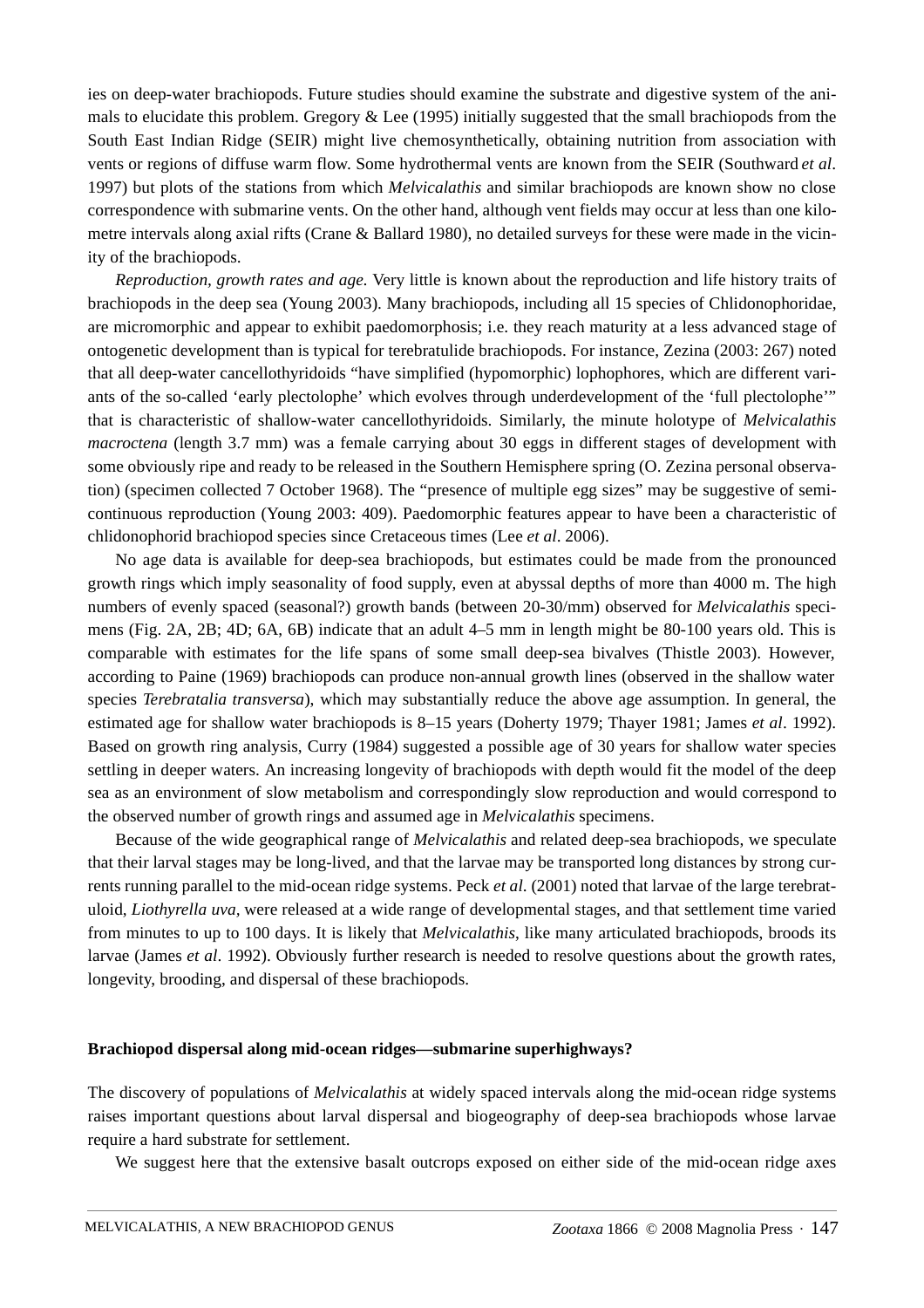ies on deep-water brachiopods. Future studies should examine the substrate and digestive system of the animals to elucidate this problem. Gregory & Lee (1995) initially suggested that the small brachiopods from the South East Indian Ridge (SEIR) might live chemosynthetically, obtaining nutrition from association with vents or regions of diffuse warm flow. Some hydrothermal vents are known from the SEIR (Southward *et al*. 1997) but plots of the stations from which *Melvicalathis* and similar brachiopods are known show no close correspondence with submarine vents. On the other hand, although vent fields may occur at less than one kilometre intervals along axial rifts (Crane & Ballard 1980), no detailed surveys for these were made in the vicinity of the brachiopods.

*Reproduction, growth rates and age.* Very little is known about the reproduction and life history traits of brachiopods in the deep sea (Young 2003). Many brachiopods, including all 15 species of Chlidonophoridae, are micromorphic and appear to exhibit paedomorphosis; i.e. they reach maturity at a less advanced stage of ontogenetic development than is typical for terebratulide brachiopods. For instance, Zezina (2003: 267) noted that all deep-water cancellothyridoids "have simplified (hypomorphic) lophophores, which are different variants of the so-called 'early plectolophe' which evolves through underdevelopment of the 'full plectolophe'" that is characteristic of shallow-water cancellothyridoids. Similarly, the minute holotype of *Melvicalathis macroctena* (length 3.7 mm) was a female carrying about 30 eggs in different stages of development with some obviously ripe and ready to be released in the Southern Hemisphere spring (O. Zezina personal observation) (specimen collected 7 October 1968). The "presence of multiple egg sizes" may be suggestive of semi-continuous reproduction (Young 2003: 409). Paedomorphic features appear to have been a characteristic of chlidonophorid brachiopod species since Cretaceous times (Lee *et al*. 2006).

No age data is available for deep-sea brachiopods, but estimates could be made from the pronounced growth rings which imply seasonality of food supply, even at abyssal depths of more than 4000 m. The high numbers of evenly spaced (seasonal?) growth bands (between 20-30/mm) observed for *Melvicalathis* specimens (Fig. 2A, 2B; 4D; 6A, 6B) indicate that an adult 4–5 mm in length might be 80-100 years old. This is comparable with estimates for the life spans of some small deep-sea bivalves (Thistle 2003). However, according to Paine (1969) brachiopods can produce non-annual growth lines (observed in the shallow water species *Terebratalia transversa*), which may substantially reduce the above age assumption. In general, the estimated age for shallow water brachiopods is 8–15 years (Doherty 1979; Thayer 1981; James *et al*. 1992). Based on growth ring analysis, Curry (1984) suggested a possible age of 30 years for shallow water species settling in deeper waters. An increasing longevity of brachiopods with depth would fit the model of the deep sea as an environment of slow metabolism and correspondingly slow reproduction and would correspond to the observed number of growth rings and assumed age in *Melvicalathis* specimens.

Because of the wide geographical range of *Melvicalathis* and related deep-sea brachiopods, we speculate that their larval stages may be long-lived, and that the larvae may be transported long distances by strong currents running parallel to the mid-ocean ridge systems. Peck *et al*. (2001) noted that larvae of the large terebratuloid, *Liothyrella uva*, were released at a wide range of developmental stages, and that settlement time varied from minutes to up to 100 days. It is likely that *Melvicalathis*, like many articulated brachiopods, broods its larvae (James *et al*. 1992). Obviously further research is needed to resolve questions about the growth rates, longevity, brooding, and dispersal of these brachiopods.

**Brachiopod dispersal along mid-ocean ridges—submarine superhighways?**

The discovery of populations of *Melvicalathis* at widely spaced intervals along the mid-ocean ridge systems raises important questions about larval dispersal and biogeography of deep-sea brachiopods whose larvae require a hard substrate for settlement.

We suggest here that the extensive basalt outcrops exposed on either side of the mid-ocean ridge axes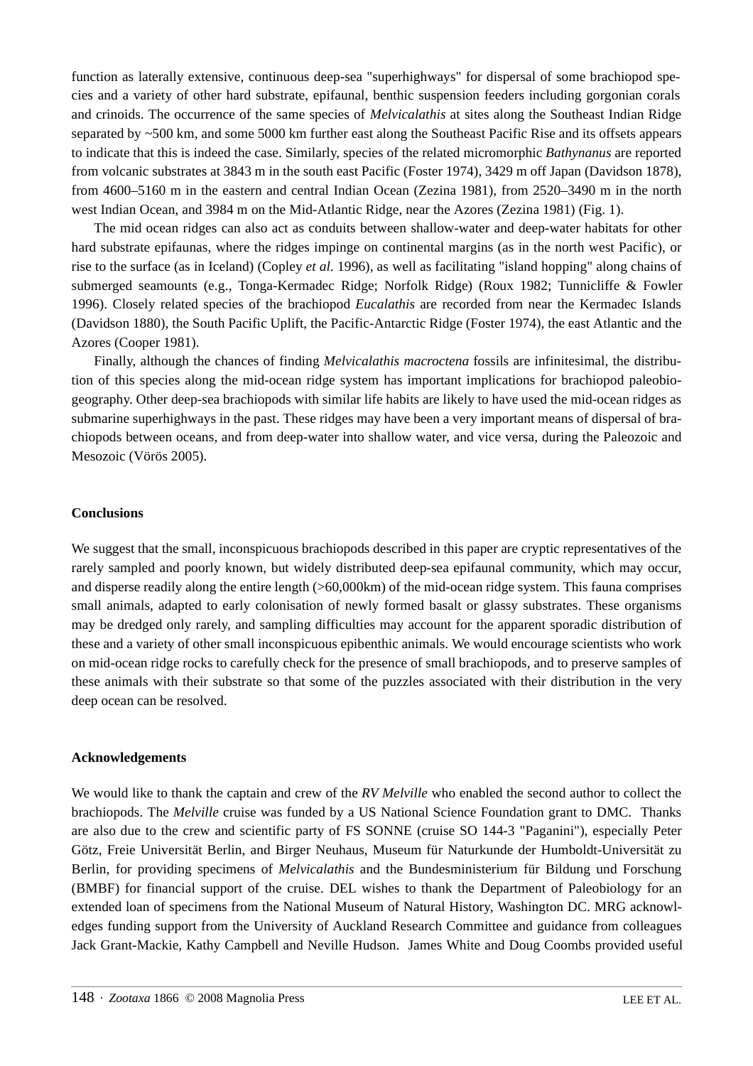function as laterally extensive, continuous deep-sea "superhighways" for dispersal of some brachiopod species and a variety of other hard substrate, epifaunal, benthic suspension feeders including gorgonian corals and crinoids. The occurrence of the same species of *Melvicalathis* at sites along the Southeast Indian Ridge separated by ~500 km, and some 5000 km further east along the Southeast Pacific Rise and its offsets appears to indicate that this is indeed the case. Similarly, species of the related micromorphic *Bathynanus* are reported from volcanic substrates at 3843 m in the south east Pacific (Foster 1974), 3429 m off Japan (Davidson 1878), from 4600–5160 m in the eastern and central Indian Ocean (Zezina 1981), from 2520–3490 m in the north west Indian Ocean, and 3984 m on the Mid-Atlantic Ridge, near the Azores (Zezina 1981) (Fig. 1).

The mid ocean ridges can also act as conduits between shallow-water and deep-water habitats for other hard substrate epifaunas, where the ridges impinge on continental margins (as in the north west Pacific), or rise to the surface (as in Iceland) (Copley *et al.* 1996), as well as facilitating "island hopping" along chains of submerged seamounts (e.g., Tonga-Kermadec Ridge; Norfolk Ridge) (Roux 1982; Tunnicliffe & Fowler 1996). Closely related species of the brachiopod *Eucalathis* are recorded from near the Kermadec Islands (Davidson 1880), the South Pacific Uplift, the Pacific-Antarctic Ridge (Foster 1974), the east Atlantic and the Azores (Cooper 1981).

Finally, although the chances of finding *Melvicalathis macroctena* fossils are infinitesimal, the distribution of this species along the mid-ocean ridge system has important implications for brachiopod paleobiogeography. Other deep-sea brachiopods with similar life habits are likely to have used the mid-ocean ridges as submarine superhighways in the past. These ridges may have been a very important means of dispersal of brachiopods between oceans, and from deep-water into shallow water, and vice versa, during the Paleozoic and Mesozoic (Vörös 2005).

**Conclusions**

We suggest that the small, inconspicuous brachiopods described in this paper are cryptic representatives of the rarely sampled and poorly known, but widely distributed deep-sea epifaunal community, which may occur, and disperse readily along the entire length (>60,000km) of the mid-ocean ridge system. This fauna comprises small animals, adapted to early colonisation of newly formed basalt or glassy substrates. These organisms may be dredged only rarely, and sampling difficulties may account for the apparent sporadic distribution of these and a variety of other small inconspicuous epibenthic animals. We would encourage scientists who work on mid-ocean ridge rocks to carefully check for the presence of small brachiopods, and to preserve samples of these animals with their substrate so that some of the puzzles associated with their distribution in the very deep ocean can be resolved.

**Acknowledgements**

We would like to thank the captain and crew of the *RV Melville* who enabled the second author to collect the brachiopods. The *Melville* cruise was funded by a US National Science Foundation grant to DMC. Thanks are also due to the crew and scientific party of FS SONNE (cruise SO 144-3 "Paganini"), especially Peter Götz, Freie Universität Berlin, and Birger Neuhaus, Museum für Naturkunde der Humboldt-Universität zu Berlin, for providing specimens of *Melvicalathis* and the Bundesministerium für Bildung und Forschung (BMBF) for financial support of the cruise. DEL wishes to thank the Department of Paleobiology for an extended loan of specimens from the National Museum of Natural History, Washington DC. MRG acknowledges funding support from the University of Auckland Research Committee and guidance from colleagues Jack Grant-Mackie, Kathy Campbell and Neville Hudson. James White and Doug Coombs provided useful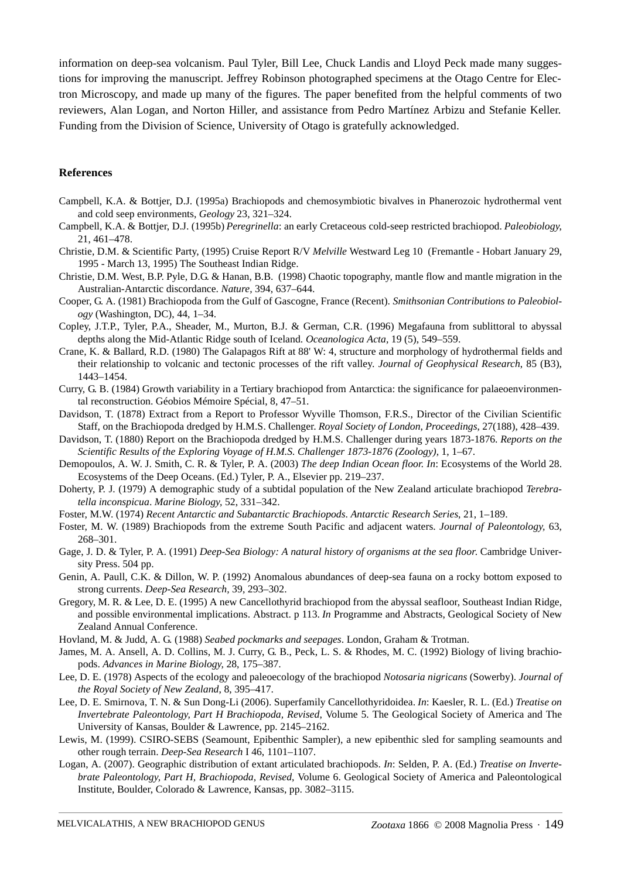information on deep-sea volcanism. Paul Tyler, Bill Lee, Chuck Landis and Lloyd Peck made many suggestions for improving the manuscript. Jeffrey Robinson photographed specimens at the Otago Centre for Electron Microscopy, and made up many of the figures. The paper benefited from the helpful comments of two reviewers, Alan Logan, and Norton Hiller, and assistance from Pedro Martínez Arbizu and Stefanie Keller. Funding from the Division of Science, University of Otago is gratefully acknowledged.

## References

Campbell, K.A. & Bottjer, D.J. (1995a) Brachiopods and chemosymbiotic bivalves in Phanerozoic hydrothermal vent and cold seep environments, *Geology* 23, 321–324.

Campbell, K.A. & Bottjer, D.J. (1995b) *Peregrinella*: an early Cretaceous cold-seep restricted brachiopod. *Paleobiology*, 21, 461–478.

Christie, D.M. & Scientific Party, (1995) Cruise Report R/V *Melville* Westward Leg 10 (Fremantle - Hobart January 29, 1995 - March 13, 1995) The Southeast Indian Ridge.

Christie, D.M. West, B.P. Pyle, D.G. & Hanan, B.B. (1998) Chaotic topography, mantle flow and mantle migration in the Australian-Antarctic discordance. *Nature*, 394, 637–644.

Cooper, G. A. (1981) Brachiopoda from the Gulf of Gascogne, France (Recent). *Smithsonian Contributions to Paleobiology* (Washington, DC), 44, 1–34.

Copley, J.T.P., Tyler, P.A., Sheader, M., Murton, B.J. & German, C.R. (1996) Megafauna from sublittoral to abyssal depths along the Mid-Atlantic Ridge south of Iceland. *Oceanologica Acta*, 19 (5), 549–559.

Crane, K. & Ballard, R.D. (1980) The Galapagos Rift at 88' W: 4, structure and morphology of hydrothermal fields and their relationship to volcanic and tectonic processes of the rift valley. *Journal of Geophysical Research*, 85 (B3), 1443–1454.

Curry, G. B. (1984) Growth variability in a Tertiary brachiopod from Antarctica: the significance for palaeoenvironmental reconstruction. Géobios Mémoire Spécial, 8, 47–51.

Davidson, T. (1878) Extract from a Report to Professor Wyville Thomson, F.R.S., Director of the Civilian Scientific Staff, on the Brachiopoda dredged by H.M.S. Challenger. *Royal Society of London, Proceedings*, 27(188), 428–439.

Davidson, T. (1880) Report on the Brachiopoda dredged by H.M.S. Challenger during years 1873-1876. *Reports on the Scientific Results of the Exploring Voyage of H.M.S. Challenger 1873-1876 (Zoology)*, 1, 1–67.

Demopoulos, A. W. J. Smith, C. R. & Tyler, P. A. (2003) *The deep Indian Ocean floor. In*: Ecosystems of the World 28. Ecosystems of the Deep Oceans. (Ed.) Tyler, P. A., Elsevier pp. 219–237.

Doherty, P. J. (1979) A demographic study of a subtidal population of the New Zealand articulate brachiopod *Terebratella inconspicua*. *Marine Biology*, 52, 331–342.

Foster, M.W. (1974) *Recent Antarctic and Subantarctic Brachiopods*. *Antarctic Research Series*, 21, 1–189.

Foster, M. W. (1989) Brachiopods from the extreme South Pacific and adjacent waters. *Journal of Paleontology*, 63, 268–301.

Gage, J. D. & Tyler, P. A. (1991) *Deep-Sea Biology: A natural history of organisms at the sea floor.* Cambridge University Press. 504 pp.

Genin, A. Paull, C.K. & Dillon, W. P. (1992) Anomalous abundances of deep-sea fauna on a rocky bottom exposed to strong currents. *Deep-Sea Research*, 39, 293–302.

Gregory, M. R. & Lee, D. E. (1995) A new Cancellothyrid brachiopod from the abyssal seafloor, Southeast Indian Ridge, and possible environmental implications. Abstract. p 113. *In* Programme and Abstracts, Geological Society of New Zealand Annual Conference.

Hovland, M. & Judd, A. G. (1988) *Seabed pockmarks and seepages*. London, Graham & Trotman.

James, M. A. Ansell, A. D. Collins, M. J. Curry, G. B., Peck, L. S. & Rhodes, M. C. (1992) Biology of living brachiopods. *Advances in Marine Biology*, 28, 175–387.

Lee, D. E. (1978) Aspects of the ecology and paleoecology of the brachiopod *Notosaria nigricans* (Sowerby). *Journal of the Royal Society of New Zealand*, 8, 395–417.

Lee, D. E. Smirnova, T. N. & Sun Dong-Li (2006). Superfamily Cancellothyridoidea. *In*: Kaesler, R. L. (Ed.) *Treatise on Invertebrate Paleontology, Part H Brachiopoda, Revised*, Volume 5. The Geological Society of America and The University of Kansas, Boulder & Lawrence, pp. 2145–2162.

Lewis, M. (1999). CSIRO-SEBS (Seamount, Epibenthic Sampler), a new epibenthic sled for sampling seamounts and other rough terrain. *Deep-Sea Research* I 46, 1101–1107.

Logan, A. (2007). Geographic distribution of extant articulated brachiopods. *In*: Selden, P. A. (Ed.) *Treatise on Invertebrate Paleontology, Part H, Brachiopoda, Revised*, Volume 6. Geological Society of America and Paleontological Institute, Boulder, Colorado & Lawrence, Kansas, pp. 3082–3115.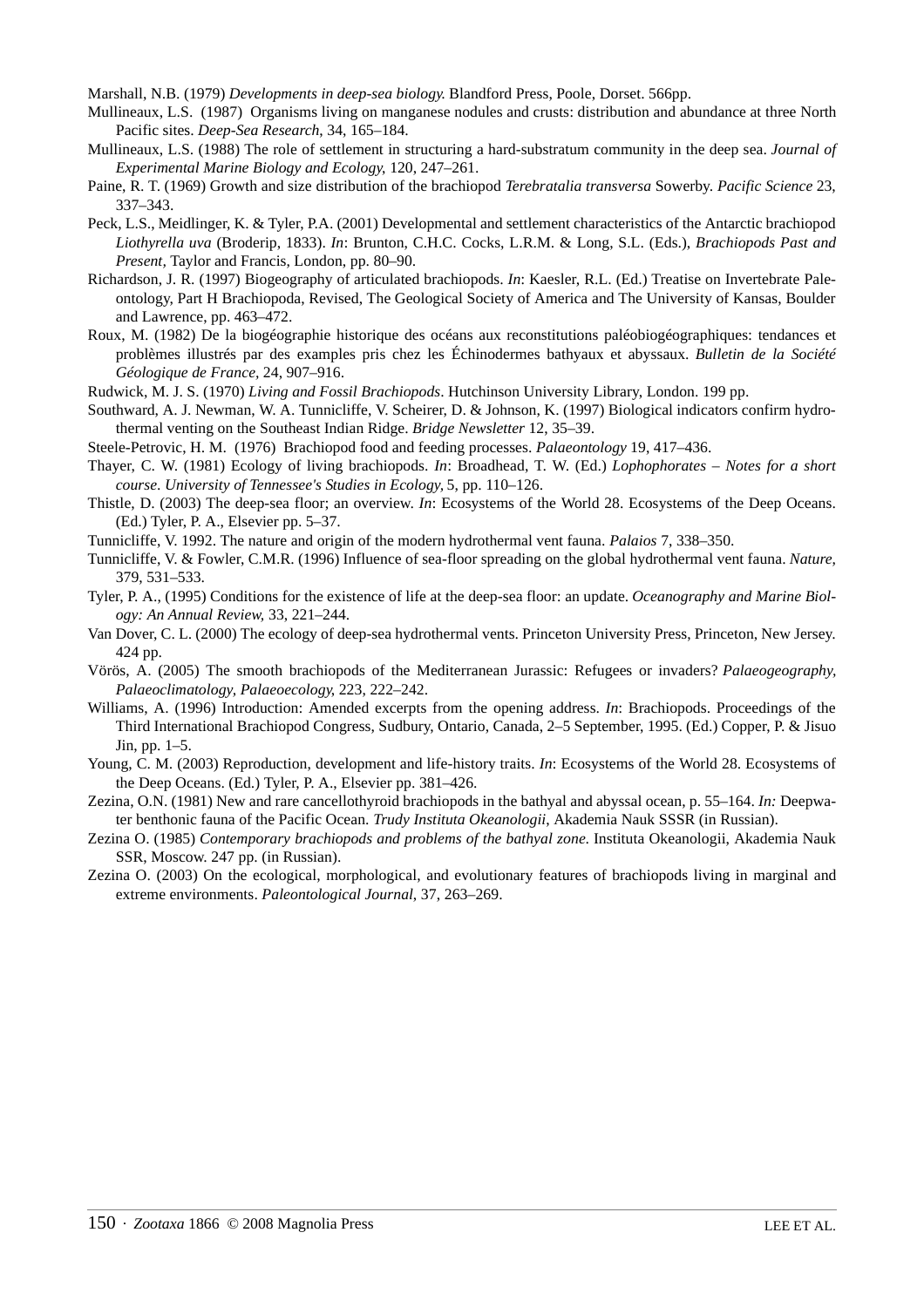Marshall, N.B. (1979) *Developments in deep-sea biology.* Blandford Press, Poole, Dorset. 566pp.

Mullineaux, L.S. (1987) Organisms living on manganese nodules and crusts: distribution and abundance at three North Pacific sites. *Deep-Sea Research*, 34, 165–184.

Mullineaux, L.S. (1988) The role of settlement in structuring a hard-substratum community in the deep sea. *Journal of Experimental Marine Biology and Ecology*, 120, 247–261.

Paine, R. T. (1969) Growth and size distribution of the brachiopod *Terebratalia transversa* Sowerby. *Pacific Science* 23, 337–343.

Peck, L.S., Meidlinger, K. & Tyler, P.A. (2001) Developmental and settlement characteristics of the Antarctic brachiopod *Liothyrella uva* (Broderip, 1833). *In*: Brunton, C.H.C. Cocks, L.R.M. & Long, S.L. (Eds.), *Brachiopods Past and Present*, Taylor and Francis, London, pp. 80–90.

Richardson, J. R. (1997) Biogeography of articulated brachiopods. *In*: Kaesler, R.L. (Ed.) Treatise on Invertebrate Paleontology, Part H Brachiopoda, Revised, The Geological Society of America and The University of Kansas, Boulder and Lawrence, pp. 463–472.

Roux, M. (1982) De la biogéographie historique des océans aux reconstitutions paléobiogéographiques: tendances et problèmes illustrés par des examples pris chez les Échinodermes bathyaux et abyssaux. *Bulletin de la Société Géologique de France*, 24, 907–916.

Rudwick, M. J. S. (1970) *Living and Fossil Brachiopods*. Hutchinson University Library, London. 199 pp.

Southward, A. J. Newman, W. A. Tunnicliffe, V. Scheirer, D. & Johnson, K. (1997) Biological indicators confirm hydrothermal venting on the Southeast Indian Ridge. *Bridge Newsletter* 12, 35–39.

Steele-Petrovic, H. M. (1976) Brachiopod food and feeding processes. *Palaeontology* 19, 417–436.

Thayer, C. W. (1981) Ecology of living brachiopods. *In*: Broadhead, T. W. (Ed.) *Lophophorates – Notes for a short course*. *University of Tennessee's Studies in Ecology*, 5, pp. 110–126.

Thistle, D. (2003) The deep-sea floor; an overview. *In*: Ecosystems of the World 28. Ecosystems of the Deep Oceans. (Ed.) Tyler, P. A., Elsevier pp. 5–37.

Tunnicliffe, V. 1992. The nature and origin of the modern hydrothermal vent fauna. *Palaios* 7, 338–350.

Tunnicliffe, V. & Fowler, C.M.R. (1996) Influence of sea-floor spreading on the global hydrothermal vent fauna. *Nature*, 379, 531–533.

Tyler, P. A., (1995) Conditions for the existence of life at the deep-sea floor: an update. *Oceanography and Marine Biology: An Annual Review*, 33, 221–244.

Van Dover, C. L. (2000) The ecology of deep-sea hydrothermal vents. Princeton University Press, Princeton, New Jersey. 424 pp.

Vörös, A. (2005) The smooth brachiopods of the Mediterranean Jurassic: Refugees or invaders? *Palaeogeography, Palaeoclimatology, Palaeoecology*, 223, 222–242.

Williams, A. (1996) Introduction: Amended excerpts from the opening address. *In*: Brachiopods. Proceedings of the Third International Brachiopod Congress, Sudbury, Ontario, Canada, 2–5 September, 1995. (Ed.) Copper, P. & Jisuo Jin, pp. 1–5.

Young, C. M. (2003) Reproduction, development and life-history traits. *In*: Ecosystems of the World 28. Ecosystems of the Deep Oceans. (Ed.) Tyler, P. A., Elsevier pp. 381–426.

Zezina, O.N. (1981) New and rare cancellothyroid brachiopods in the bathyal and abyssal ocean, p. 55–164. *In:* Deepwater benthonic fauna of the Pacific Ocean. *Trudy Instituta Okeanologii*, Akademia Nauk SSSR (in Russian).

Zezina O. (1985) *Contemporary brachiopods and problems of the bathyal zone.* Instituta Okeanologii, Akademia Nauk SSR, Moscow. 247 pp. (in Russian).

Zezina O. (2003) On the ecological, morphological, and evolutionary features of brachiopods living in marginal and extreme environments. *Paleontological Journal*, 37, 263–269.